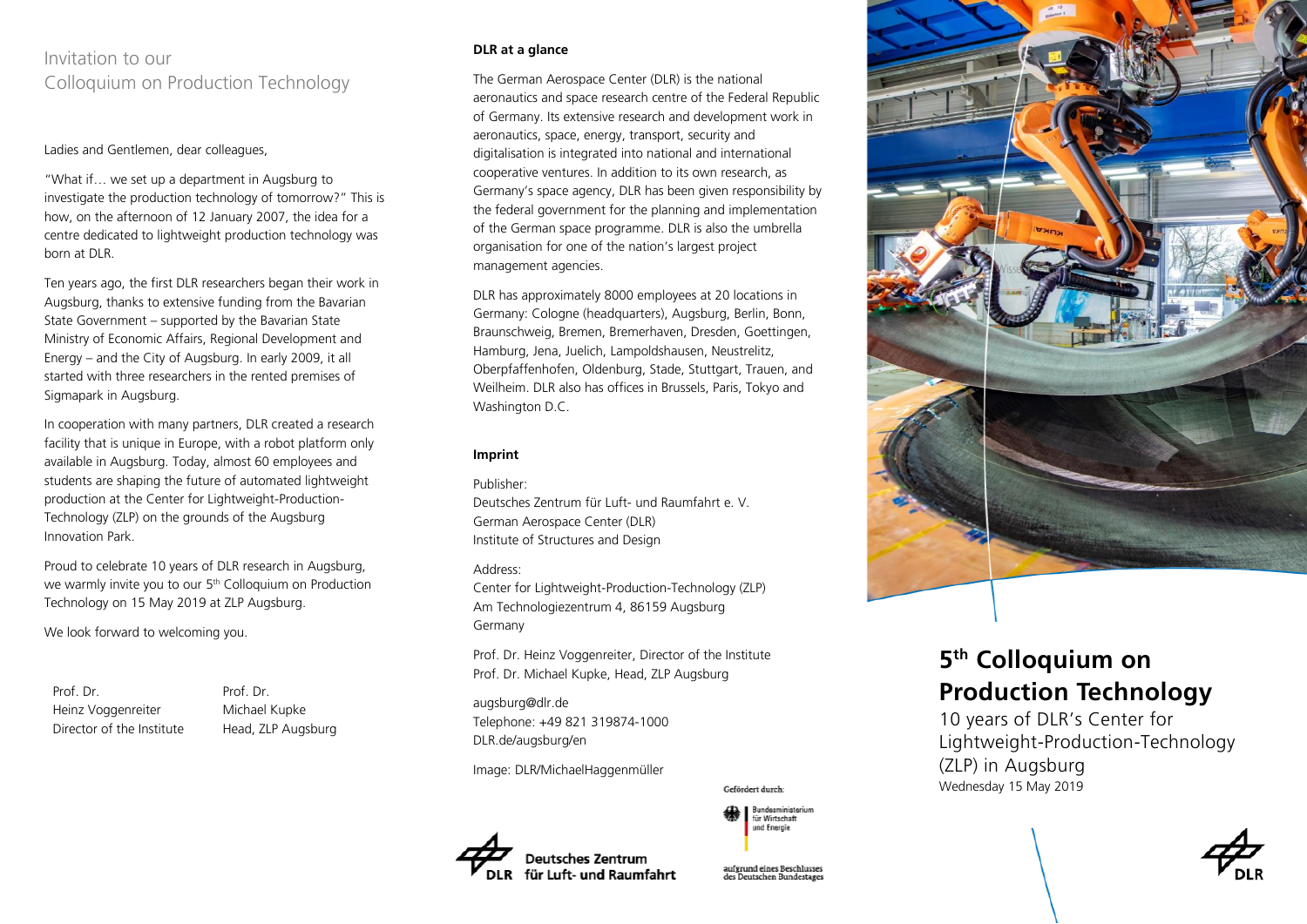# Invitation to our Colloquium on Production Technology

Ladies and Gentlemen, dear colleagues,

"What if… we set up a department in Augsburg to investigate the production technology of tomorrow?" This is how, on the afternoon of 12 January 2007, the idea for a centre dedicated to lightweight production technology was born at DLR.

Ten years ago, the first DLR researchers began their work in Augsburg, thanks to extensive funding from the Bavarian State Government – supported by the Bavarian State Ministry of Economic Affairs, Regional Development and Energy – and the City of Augsburg. In early 2009, it all started with three researchers in the rented premises of Sigmapark in Augsburg.

In cooperation with many partners, DLR created a research facility that is unique in Europe, with a robot platform only available in Augsburg. Today, almost 60 employees and students are shaping the future of automated lightweight production at the Center for Lightweight-Production-Technology (ZLP) on the grounds of the Augsburg Innovation Park.

Proud to celebrate 10 years of DLR research in Augsburg, we warmly invite you to our 5th Colloquium on Production Technology on 15 May 2019 at ZLP Augsburg.

We look forward to welcoming you.

| Prof. Dr. Heinz Voggenreiter | Prof. Dr. Michael Kupke |
|---|---|
| Director of the Institute | Head, ZLP Augsburg |

**DLR at a glance**

The German Aerospace Center (DLR) is the national aeronautics and space research centre of the Federal Republic of Germany. Its extensive research and development work in aeronautics, space, energy, transport, security and digitalisation is integrated into national and international cooperative ventures. In addition to its own research, as Germany's space agency, DLR has been given responsibility by the federal government for the planning and implementation of the German space programme. DLR is also the umbrella organisation for one of the nation's largest project management agencies.

DLR has approximately 8000 employees at 20 locations in Germany: Cologne (headquarters), Augsburg, Berlin, Bonn, Braunschweig, Bremen, Bremerhaven, Dresden, Goettingen, Hamburg, Jena, Juelich, Lampoldshausen, Neustrelitz, Oberpfaffenhofen, Oldenburg, Stade, Stuttgart, Trauen, and Weilheim. DLR also has offices in Brussels, Paris, Tokyo and Washington D.C.

**Imprint**

Publisher:
Deutsches Zentrum für Luft- und Raumfahrt e. V.
German Aerospace Center (DLR)
Institute of Structures and Design

Address:
Center for Lightweight-Production-Technology (ZLP)
Am Technologiezentrum 4, 86159 Augsburg
Germany

Prof. Dr. Heinz Voggenreiter, Director of the Institute
Prof. Dr. Michael Kupke, Head, ZLP Augsburg

augsburg@dlr.de
Telephone: +49 821 319874-1000
DLR.de/augsburg/en

Image: DLR/MichaelHaggenmüller

Deutsches Zentrum für Luft- und Raumfahrt

Gefördert durch: Bundesministerium für Wirtschaft und Energie aufgrund eines Beschlusses des Deutschen Bundestages

# 5th Colloquium on Production Technology

10 years of DLR's Center for Lightweight-Production-Technology (ZLP) in Augsburg

Wednesday 15 May 2019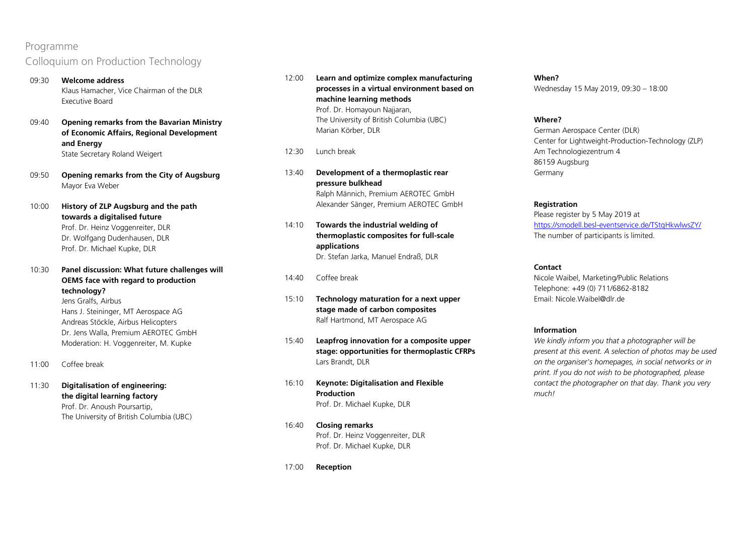## Programme
## Colloquium on Production Technology

09:30 **Welcome address**
Klaus Hamacher, Vice Chairman of the DLR Executive Board

09:40 **Opening remarks from the Bavarian Ministry of Economic Affairs, Regional Development and Energy**
State Secretary Roland Weigert

09:50 **Opening remarks from the City of Augsburg**
Mayor Eva Weber

10:00 **History of ZLP Augsburg and the path towards a digitalised future**
Prof. Dr. Heinz Voggenreiter, DLR
Dr. Wolfgang Dudenhausen, DLR
Prof. Dr. Michael Kupke, DLR

10:30 **Panel discussion: What future challenges will OEMS face with regard to production technology?**
Jens Gralfs, Airbus
Hans J. Steininger, MT Aerospace AG
Andreas Stöckle, Airbus Helicopters
Dr. Jens Walla, Premium AEROTEC GmbH
Moderation: H. Voggenreiter, M. Kupke

11:00 Coffee break

11:30 **Digitalisation of engineering: the digital learning factory**
Prof. Dr. Anoush Poursartip,
The University of British Columbia (UBC)

12:00 **Learn and optimize complex manufacturing processes in a virtual environment based on machine learning methods**
Prof. Dr. Homayoun Najjaran,
The University of British Columbia (UBC)
Marian Körber, DLR

12:30 Lunch break

13:40 **Development of a thermoplastic rear pressure bulkhead**
Ralph Männich, Premium AEROTEC GmbH
Alexander Sänger, Premium AEROTEC GmbH

14:10 **Towards the industrial welding of thermoplastic composites for full-scale applications**
Dr. Stefan Jarka, Manuel Endraß, DLR

14:40 Coffee break

15:10 **Technology maturation for a next upper stage made of carbon composites**
Ralf Hartmond, MT Aerospace AG

15:40 **Leapfrog innovation for a composite upper stage: opportunities for thermoplastic CFRPs**
Lars Brandt, DLR

16:10 **Keynote: Digitalisation and Flexible Production**
Prof. Dr. Michael Kupke, DLR

16:40 **Closing remarks**
Prof. Dr. Heinz Voggenreiter, DLR
Prof. Dr. Michael Kupke, DLR

17:00 **Reception**

**When?**
Wednesday 15 May 2019, 09:30 – 18:00

**Where?**
German Aerospace Center (DLR)
Center for Lightweight-Production-Technology (ZLP)
Am Technologiezentrum 4
86159 Augsburg
Germany

**Registration**
Please register by 5 May 2019 at
https://smodell.besl-eventservice.de/TStqHkwlwsZY/
The number of participants is limited.

**Contact**
Nicole Waibel, Marketing/Public Relations
Telephone: +49 (0) 711/6862-8182
Email: Nicole.Waibel@dlr.de

**Information**
*We kindly inform you that a photographer will be present at this event. A selection of photos may be used on the organiser's homepages, in social networks or in print. If you do not wish to be photographed, please contact the photographer on that day. Thank you very much!*